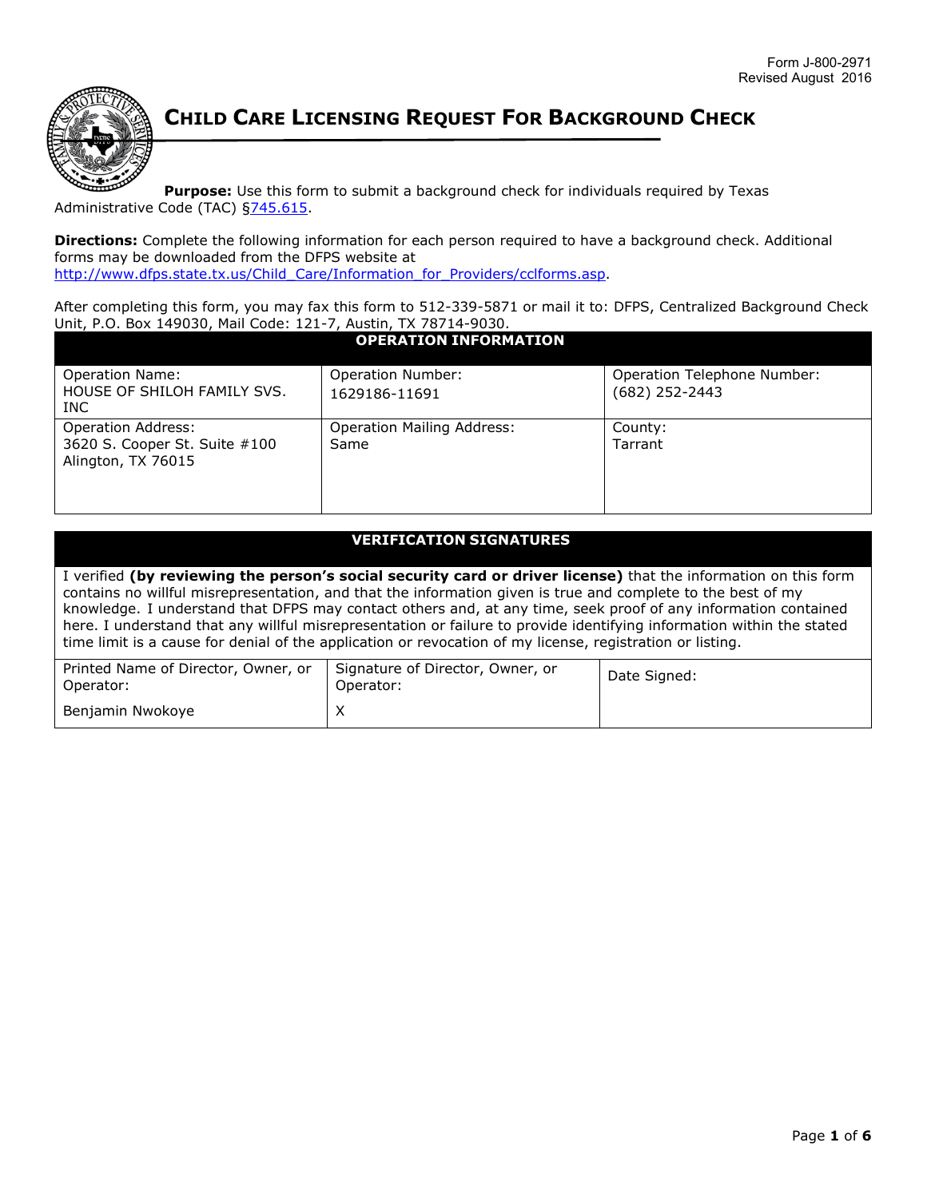Form J-800-2971
Revised August 2016

# CHILD CARE LICENSING REQUEST FOR BACKGROUND CHECK

**Purpose:** Use this form to submit a background check for individuals required by Texas Administrative Code (TAC) §745.615.

**Directions:** Complete the following information for each person required to have a background check. Additional forms may be downloaded from the DFPS website at http://www.dfps.state.tx.us/Child_Care/Information_for_Providers/cclforms.asp.

After completing this form, you may fax this form to 512-339-5871 or mail it to: DFPS, Centralized Background Check Unit, P.O. Box 149030, Mail Code: 121-7, Austin, TX 78714-9030.

| OPERATION INFORMATION | | |
|---|---|---|
| Operation Name:<br>HOUSE OF SHILOH FAMILY SVS. INC | Operation Number:<br>1629186-11691 | Operation Telephone Number:<br>(682) 252-2443 |
| Operation Address:<br>3620 S. Cooper St. Suite #100<br>Alington, TX 76015 | Operation Mailing Address:<br>Same | County:<br>Tarrant |

| VERIFICATION SIGNATURES | | |
|---|---|---|
| I verified **(by reviewing the person's social security card or driver license)** that the information on this form contains no willful misrepresentation, and that the information given is true and complete to the best of my knowledge. I understand that DFPS may contact others and, at any time, seek proof of any information contained here. I understand that any willful misrepresentation or failure to provide identifying information within the stated time limit is a cause for denial of the application or revocation of my license, registration or listing. | | |
| Printed Name of Director, Owner, or Operator:<br>Benjamin Nwokoye | Signature of Director, Owner, or Operator:<br>X | Date Signed: |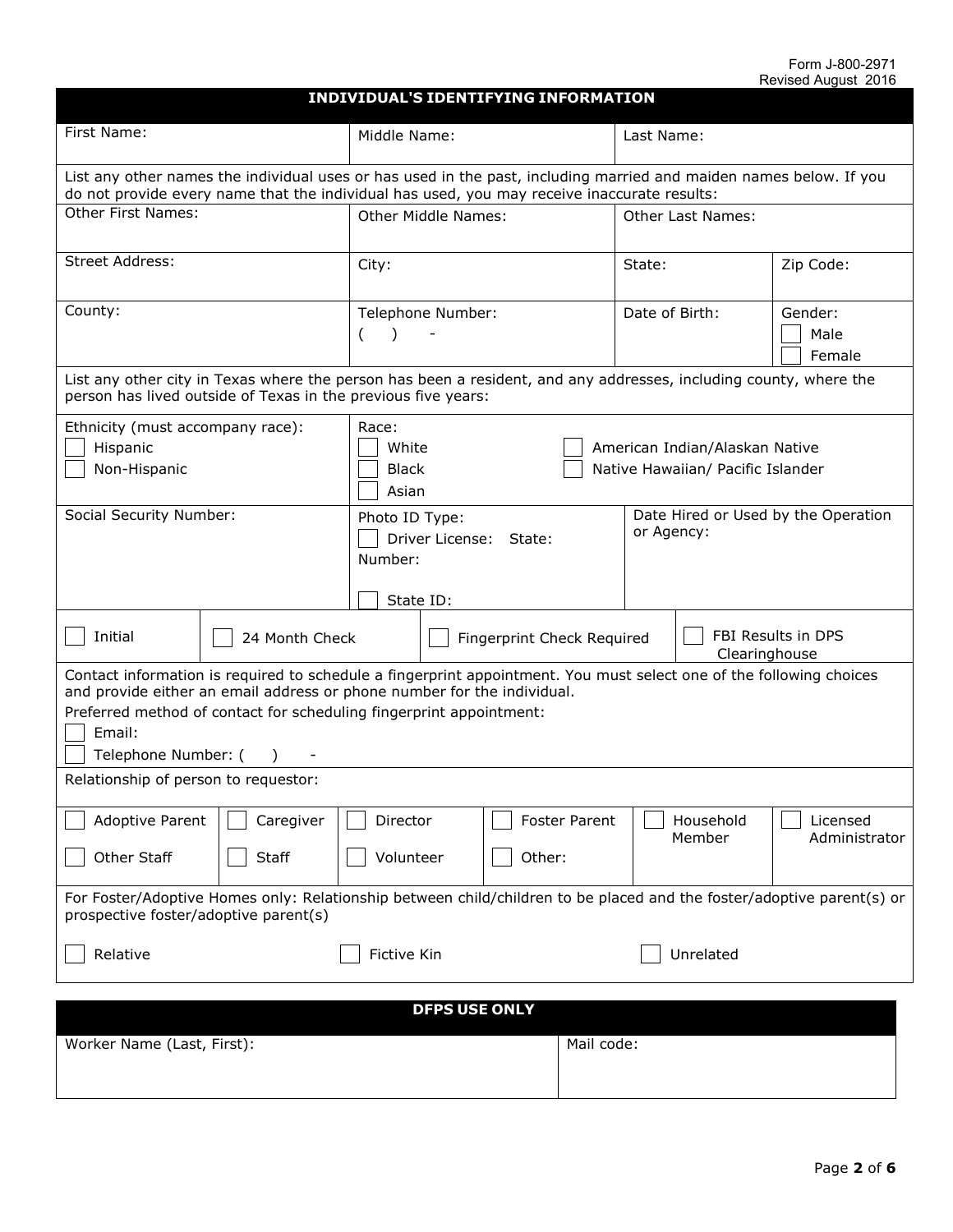Form J-800-2971
Revised August 2016

## INDIVIDUAL'S IDENTIFYING INFORMATION

| First Name: | Middle Name: | Last Name: | |
|---|---|---|---|
| List any other names the individual uses or has used in the past, including married and maiden names below. If you do not provide every name that the individual has used, you may receive inaccurate results: | | | |
| Other First Names: | Other Middle Names: | Other Last Names: | |
| Street Address: | City: | State: | Zip Code: |
| County: | Telephone Number: ( ) - | Date of Birth: | Gender: ☐ Male ☐ Female |

List any other city in Texas where the person has been a resident, and any addresses, including county, where the person has lived outside of Texas in the previous five years:

| Ethnicity (must accompany race): | Race: |
|---|---|
| ☐ Hispanic | ☐ White ☐ American Indian/Alaskan Native |
| ☐ Non-Hispanic | ☐ Black ☐ Native Hawaiian/ Pacific Islander |
| | ☐ Asian |

| Social Security Number: | Photo ID Type: ☐ Driver License: State: Number: ☐ State ID: | Date Hired or Used by the Operation or Agency: |
|---|---|---|

| ☐ Initial | ☐ 24 Month Check | ☐ Fingerprint Check Required | ☐ FBI Results in DPS Clearinghouse |
|---|---|---|---|

Contact information is required to schedule a fingerprint appointment. You must select one of the following choices and provide either an email address or phone number for the individual.

Preferred method of contact for scheduling fingerprint appointment:

☐ Email:

☐ Telephone Number: ( ) -

Relationship of person to requestor:

| ☐ Adoptive Parent | ☐ Caregiver | ☐ Director | ☐ Foster Parent | ☐ Household Member | ☐ Licensed Administrator |
|---|---|---|---|---|---|
| ☐ Other Staff | ☐ Staff | ☐ Volunteer | ☐ Other: | | |

For Foster/Adoptive Homes only: Relationship between child/children to be placed and the foster/adoptive parent(s) or prospective foster/adoptive parent(s)

☐ Relative ☐ Fictive Kin ☐ Unrelated

## DFPS USE ONLY

| Worker Name (Last, First): | Mail code: |
|---|---|
| | |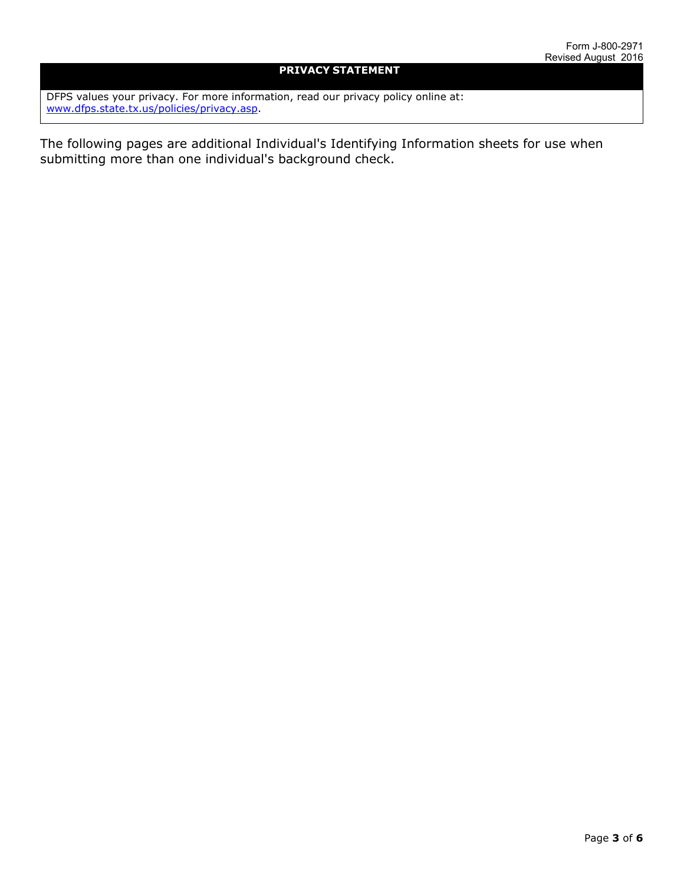## PRIVACY STATEMENT

DFPS values your privacy. For more information, read our privacy policy online at: [www.dfps.state.tx.us/policies/privacy.asp](http://www.dfps.state.tx.us/policies/privacy.asp).

The following pages are additional Individual's Identifying Information sheets for use when submitting more than one individual's background check.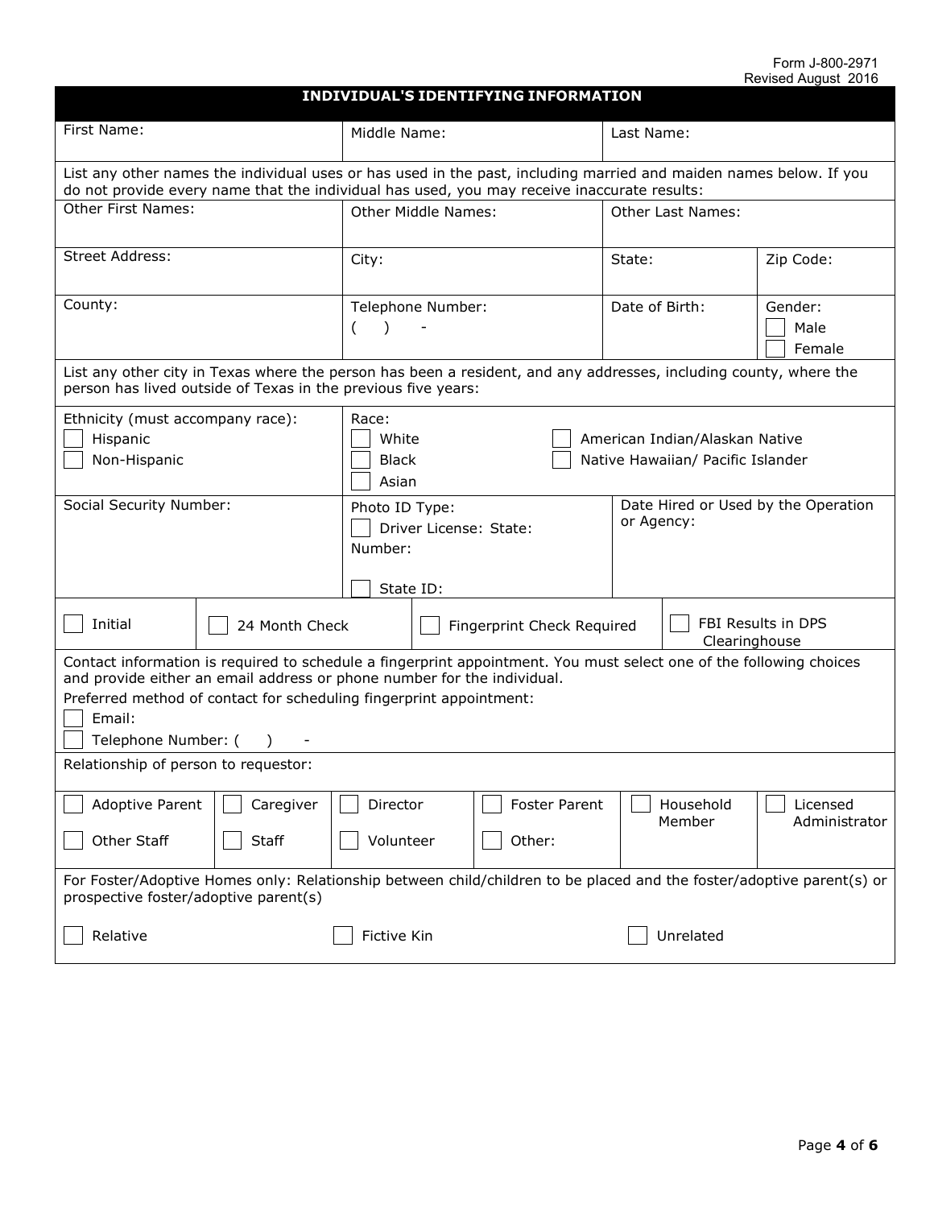Form J-800-2971
Revised August 2016

## INDIVIDUAL'S IDENTIFYING INFORMATION

| First Name: | Middle Name: | Last Name: |
|---|---|---|

List any other names the individual uses or has used in the past, including married and maiden names below. If you do not provide every name that the individual has used, you may receive inaccurate results:

| Other First Names: | Other Middle Names: | Other Last Names: | |
|---|---|---|---|
| Street Address: | City: | State: | Zip Code: |
| County: | Telephone Number: ( ) - | Date of Birth: | Gender: ☐ Male ☐ Female |

List any other city in Texas where the person has been a resident, and any addresses, including county, where the person has lived outside of Texas in the previous five years:

| Ethnicity (must accompany race): | Race: |
|---|---|
| ☐ Hispanic ☐ Non-Hispanic | ☐ White ☐ Black ☐ Asian ☐ American Indian/Alaskan Native ☐ Native Hawaiian/ Pacific Islander |

| Social Security Number: | Photo ID Type: ☐ Driver License: State: Number: ☐ State ID: | Date Hired or Used by the Operation or Agency: |
|---|---|---|

| ☐ Initial | ☐ 24 Month Check | ☐ Fingerprint Check Required | ☐ FBI Results in DPS Clearinghouse |
|---|---|---|---|

Contact information is required to schedule a fingerprint appointment. You must select one of the following choices and provide either an email address or phone number for the individual.

Preferred method of contact for scheduling fingerprint appointment:

☐ Email:

☐ Telephone Number: ( ) -

Relationship of person to requestor:

| ☐ Adoptive Parent | ☐ Caregiver | ☐ Director | ☐ Foster Parent | ☐ Household Member | ☐ Licensed Administrator |
|---|---|---|---|---|---|
| ☐ Other Staff | ☐ Staff | ☐ Volunteer | ☐ Other: | | |

For Foster/Adoptive Homes only: Relationship between child/children to be placed and the foster/adoptive parent(s) or prospective foster/adoptive parent(s)

☐ Relative ☐ Fictive Kin ☐ Unrelated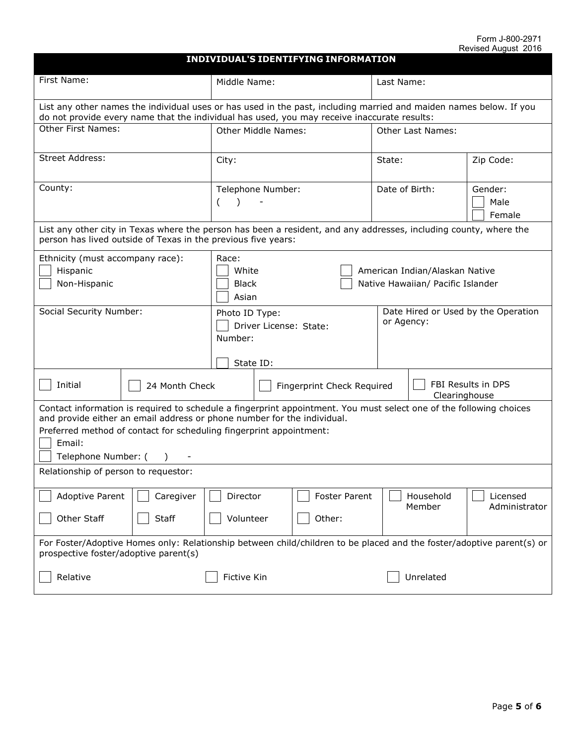Form J-800-2971
Revised August 2016

## INDIVIDUAL'S IDENTIFYING INFORMATION

| First Name: | Middle Name: | Last Name: | |
|---|---|---|---|

List any other names the individual uses or has used in the past, including married and maiden names below. If you do not provide every name that the individual has used, you may receive inaccurate results:

| Other First Names: | Other Middle Names: | Other Last Names: | |
|---|---|---|---|
| Street Address: | City: | State: | Zip Code: |
| County: | Telephone Number: ( ) - | Date of Birth: | Gender: ☐ Male ☐ Female |

List any other city in Texas where the person has been a resident, and any addresses, including county, where the person has lived outside of Texas in the previous five years:

| Ethnicity (must accompany race): | Race: |
|---|---|
| ☐ Hispanic<br>☐ Non-Hispanic | ☐ White ☐ American Indian/Alaskan Native<br>☐ Black ☐ Native Hawaiian/ Pacific Islander<br>☐ Asian |

| Social Security Number: | Photo ID Type:<br>☐ Driver License: State:<br>Number:<br>☐ State ID: | Date Hired or Used by the Operation or Agency: |
|---|---|---|

| ☐ Initial | ☐ 24 Month Check | ☐ Fingerprint Check Required | ☐ FBI Results in DPS Clearinghouse |
|---|---|---|---|

Contact information is required to schedule a fingerprint appointment. You must select one of the following choices and provide either an email address or phone number for the individual.

Preferred method of contact for scheduling fingerprint appointment:

☐ Email:

☐ Telephone Number: ( ) -

Relationship of person to requestor:

| ☐ Adoptive Parent | ☐ Caregiver | ☐ Director | ☐ Foster Parent | ☐ Household Member | ☐ Licensed Administrator |
|---|---|---|---|---|---|
| ☐ Other Staff | ☐ Staff | ☐ Volunteer | ☐ Other: | | |

For Foster/Adoptive Homes only: Relationship between child/children to be placed and the foster/adoptive parent(s) or prospective foster/adoptive parent(s)

☐ Relative ☐ Fictive Kin ☐ Unrelated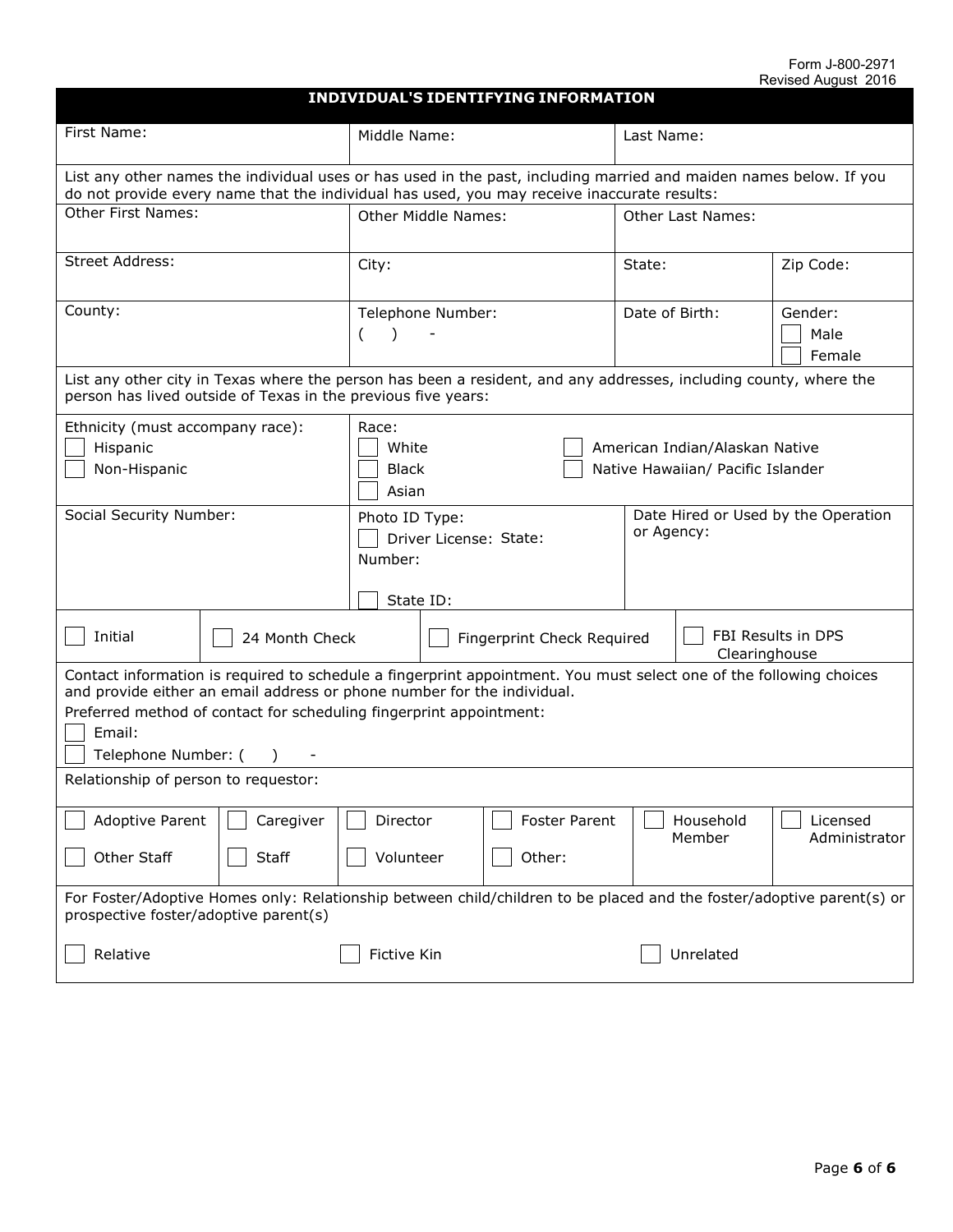Form J-800-2971
Revised August 2016

## INDIVIDUAL'S IDENTIFYING INFORMATION

| First Name: | Middle Name: | Last Name: | |
|---|---|---|---|

List any other names the individual uses or has used in the past, including married and maiden names below. If you do not provide every name that the individual has used, you may receive inaccurate results:

| Other First Names: | Other Middle Names: | Other Last Names: | |
|---|---|---|---|
| Street Address: | City: | State: | Zip Code: |
| County: | Telephone Number: ( ) - | Date of Birth: | Gender: ☐ Male ☐ Female |

List any other city in Texas where the person has been a resident, and any addresses, including county, where the person has lived outside of Texas in the previous five years:

| Ethnicity (must accompany race): | Race: | |
|---|---|---|
| ☐ Hispanic ☐ Non-Hispanic | ☐ White ☐ Black ☐ Asian | ☐ American Indian/Alaskan Native ☐ Native Hawaiian/ Pacific Islander |

| Social Security Number: | Photo ID Type: ☐ Driver License: State: Number: ☐ State ID: | Date Hired or Used by the Operation or Agency: |
|---|---|---|

| | | | |
|---|---|---|---|
| ☐ Initial | ☐ 24 Month Check | ☐ Fingerprint Check Required | ☐ FBI Results in DPS Clearinghouse |

Contact information is required to schedule a fingerprint appointment. You must select one of the following choices and provide either an email address or phone number for the individual.

Preferred method of contact for scheduling fingerprint appointment:

☐ Email:

☐ Telephone Number: ( ) -

Relationship of person to requestor:

| | | | | | |
|---|---|---|---|---|---|
| ☐ Adoptive Parent | ☐ Caregiver | ☐ Director | ☐ Foster Parent | ☐ Household Member | ☐ Licensed Administrator |
| ☐ Other Staff | ☐ Staff | ☐ Volunteer | ☐ Other: | | |

For Foster/Adoptive Homes only: Relationship between child/children to be placed and the foster/adoptive parent(s) or prospective foster/adoptive parent(s)

☐ Relative ☐ Fictive Kin ☐ Unrelated